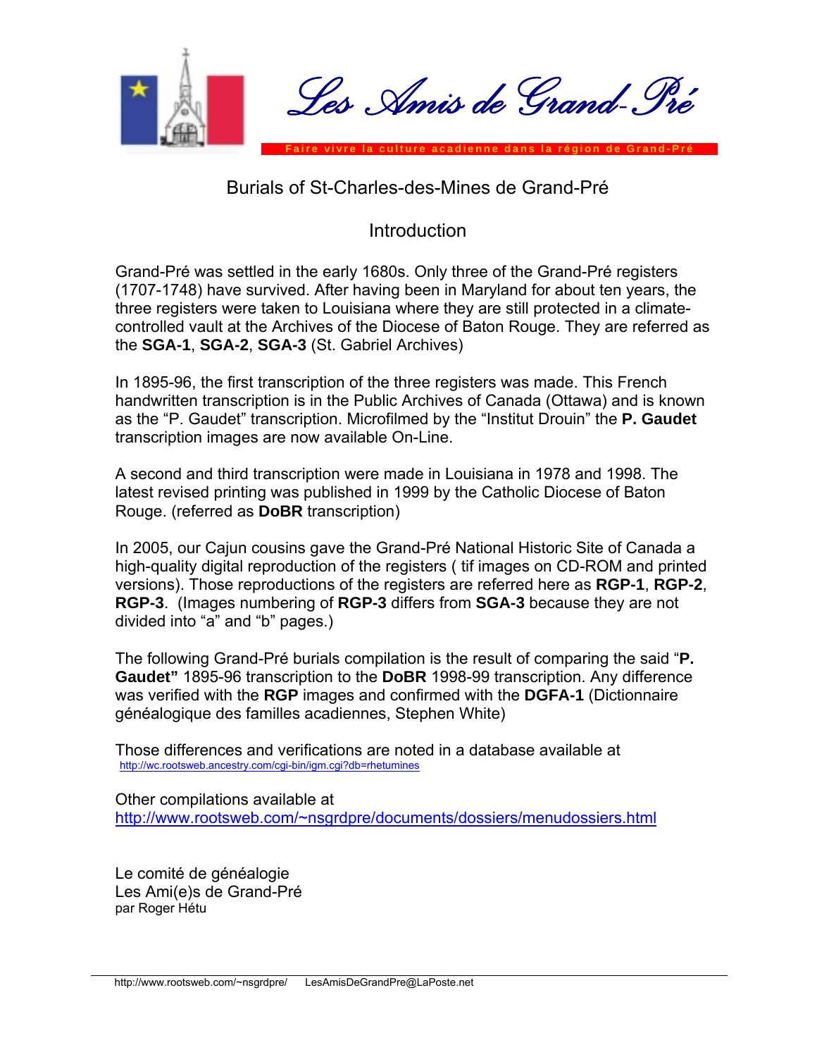# Les Amis de Grand-Pré

Faire vivre la culture acadienne dans la région de Grand-Pré

## Burials of St-Charles-des-Mines de Grand-Pré

## Introduction

Grand-Pré was settled in the early 1680s. Only three of the Grand-Pré registers (1707-1748) have survived. After having been in Maryland for about ten years, the three registers were taken to Louisiana where they are still protected in a climate-controlled vault at the Archives of the Diocese of Baton Rouge. They are referred as the **SGA-1**, **SGA-2**, **SGA-3** (St. Gabriel Archives)

In 1895-96, the first transcription of the three registers was made. This French handwritten transcription is in the Public Archives of Canada (Ottawa) and is known as the “P. Gaudet” transcription. Microfilmed by the “Institut Drouin” the **P. Gaudet** transcription images are now available On-Line.

A second and third transcription were made in Louisiana in 1978 and 1998. The latest revised printing was published in 1999 by the Catholic Diocese of Baton Rouge. (referred as **DoBR** transcription)

In 2005, our Cajun cousins gave the Grand-Pré National Historic Site of Canada a high-quality digital reproduction of the registers ( tif images on CD-ROM and printed versions). Those reproductions of the registers are referred here as **RGP-1**, **RGP-2**, **RGP-3**. (Images numbering of **RGP-3** differs from **SGA-3** because they are not divided into “a” and “b” pages.)

The following Grand-Pré burials compilation is the result of comparing the said “**P. Gaudet”** 1895-96 transcription to the **DoBR** 1998-99 transcription. Any difference was verified with the **RGP** images and confirmed with the **DGFA-1** (Dictionnaire généalogique des familles acadiennes, Stephen White)

Those differences and verifications are noted in a database available at
http://wc.rootsweb.ancestry.com/cgi-bin/igm.cgi?db=rhetumines

Other compilations available at
http://www.rootsweb.com/~nsgrdpre/documents/dossiers/menudossiers.html

Le comité de généalogie
Les Ami(e)s de Grand-Pré
par Roger Hétu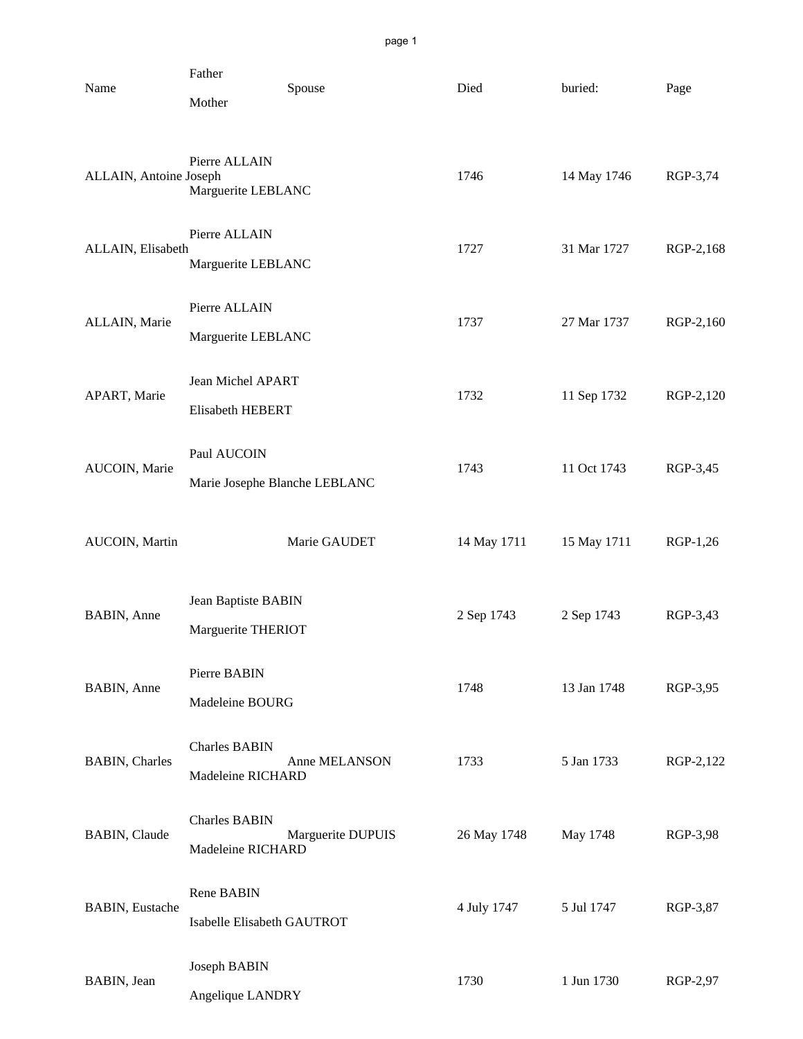| Name | Father / Mother | Spouse | Died | buried: | Page |
|---|---|---|---|---|---|
| ALLAIN, Antoine Joseph | Pierre ALLAIN / Marguerite LEBLANC | | 1746 | 14 May 1746 | RGP-3,74 |
| ALLAIN, Elisabeth | Pierre ALLAIN / Marguerite LEBLANC | | 1727 | 31 Mar 1727 | RGP-2,168 |
| ALLAIN, Marie | Pierre ALLAIN / Marguerite LEBLANC | | 1737 | 27 Mar 1737 | RGP-2,160 |
| APART, Marie | Jean Michel APART / Elisabeth HEBERT | | 1732 | 11 Sep 1732 | RGP-2,120 |
| AUCOIN, Marie | Paul AUCOIN / Marie Josephe Blanche LEBLANC | | 1743 | 11 Oct 1743 | RGP-3,45 |
| AUCOIN, Martin | | Marie GAUDET | 14 May 1711 | 15 May 1711 | RGP-1,26 |
| BABIN, Anne | Jean Baptiste BABIN / Marguerite THERIOT | | 2 Sep 1743 | 2 Sep 1743 | RGP-3,43 |
| BABIN, Anne | Pierre BABIN / Madeleine BOURG | | 1748 | 13 Jan 1748 | RGP-3,95 |
| BABIN, Charles | Charles BABIN / Madeleine RICHARD | Anne MELANSON | 1733 | 5 Jan 1733 | RGP-2,122 |
| BABIN, Claude | Charles BABIN / Madeleine RICHARD | Marguerite DUPUIS | 26 May 1748 | May 1748 | RGP-3,98 |
| BABIN, Eustache | Rene BABIN / Isabelle Elisabeth GAUTROT | | 4 July 1747 | 5 Jul 1747 | RGP-3,87 |
| BABIN, Jean | Joseph BABIN / Angelique LANDRY | | 1730 | 1 Jun 1730 | RGP-2,97 |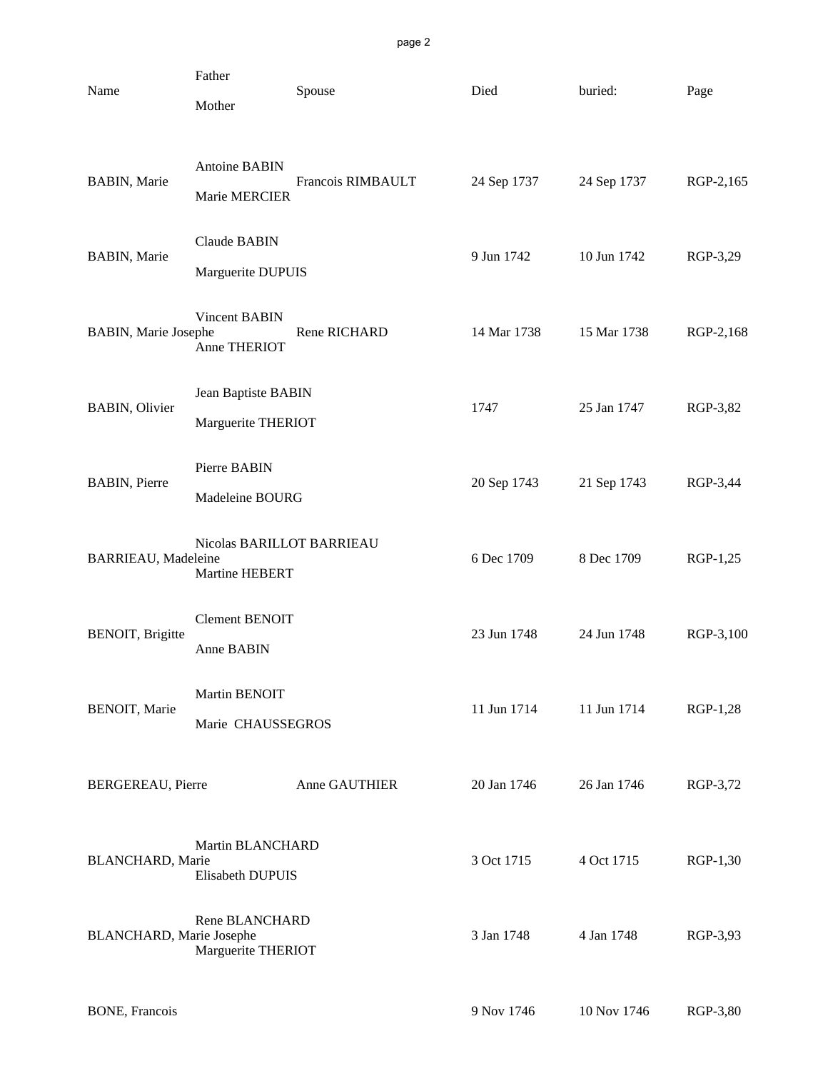| Name | Father / Mother | Spouse | Died | buried: | Page |
|---|---|---|---|---|---|
| BABIN, Marie | Antoine BABIN / Marie MERCIER | Francois RIMBAULT | 24 Sep 1737 | 24 Sep 1737 | RGP-2,165 |
| BABIN, Marie | Claude BABIN / Marguerite DUPUIS | | 9 Jun 1742 | 10 Jun 1742 | RGP-3,29 |
| BABIN, Marie Josephe | Vincent BABIN / Anne THERIOT | Rene RICHARD | 14 Mar 1738 | 15 Mar 1738 | RGP-2,168 |
| BABIN, Olivier | Jean Baptiste BABIN / Marguerite THERIOT | | 1747 | 25 Jan 1747 | RGP-3,82 |
| BABIN, Pierre | Pierre BABIN / Madeleine BOURG | | 20 Sep 1743 | 21 Sep 1743 | RGP-3,44 |
| BARRIEAU, Madeleine | Nicolas BARILLOT BARRIEAU / Martine HEBERT | | 6 Dec 1709 | 8 Dec 1709 | RGP-1,25 |
| BENOIT, Brigitte | Clement BENOIT / Anne BABIN | | 23 Jun 1748 | 24 Jun 1748 | RGP-3,100 |
| BENOIT, Marie | Martin BENOIT / Marie CHAUSSEGROS | | 11 Jun 1714 | 11 Jun 1714 | RGP-1,28 |
| BERGEREAU, Pierre | | Anne GAUTHIER | 20 Jan 1746 | 26 Jan 1746 | RGP-3,72 |
| BLANCHARD, Marie | Martin BLANCHARD / Elisabeth DUPUIS | | 3 Oct 1715 | 4 Oct 1715 | RGP-1,30 |
| BLANCHARD, Marie Josephe | Rene BLANCHARD / Marguerite THERIOT | | 3 Jan 1748 | 4 Jan 1748 | RGP-3,93 |
| BONE, Francois | | | 9 Nov 1746 | 10 Nov 1746 | RGP-3,80 |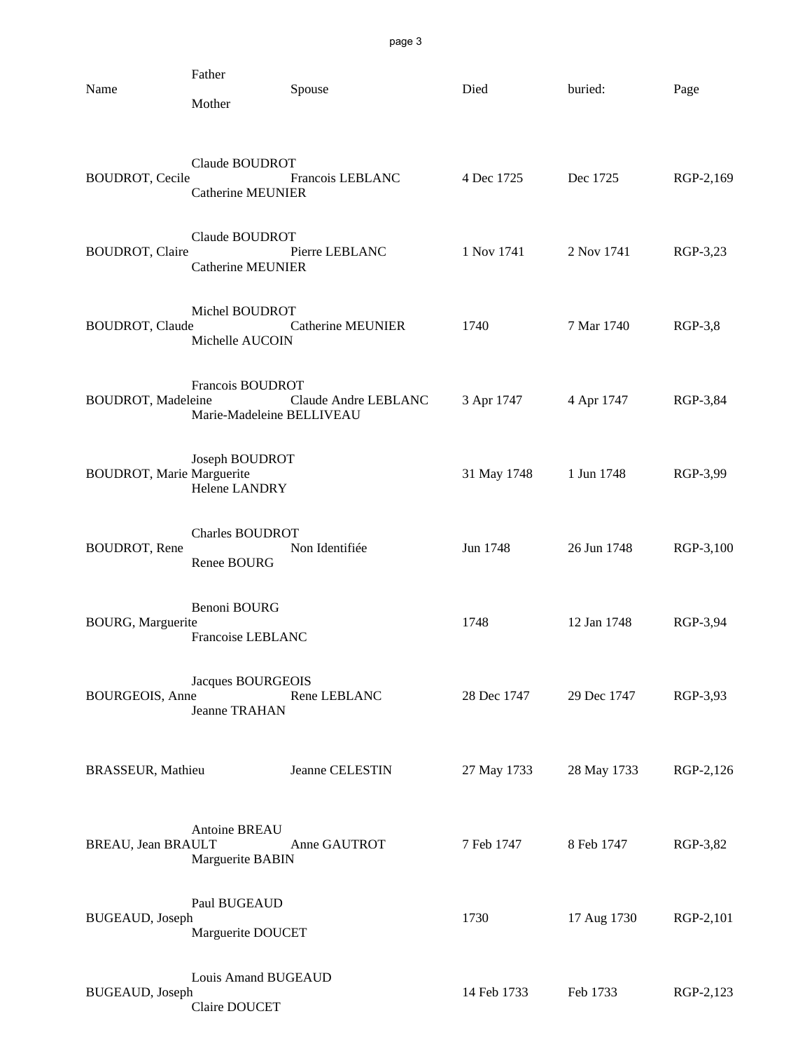| Name | Father / Mother | Spouse | Died | buried: | Page |
|---|---|---|---|---|---|
| BOUDROT, Cecile | Claude BOUDROT / Catherine MEUNIER | Francois LEBLANC | 4 Dec 1725 | Dec 1725 | RGP-2,169 |
| BOUDROT, Claire | Claude BOUDROT / Catherine MEUNIER | Pierre LEBLANC | 1 Nov 1741 | 2 Nov 1741 | RGP-3,23 |
| BOUDROT, Claude | Michel BOUDROT / Michelle AUCOIN | Catherine MEUNIER | 1740 | 7 Mar 1740 | RGP-3,8 |
| BOUDROT, Madeleine | Francois BOUDROT / Marie-Madeleine BELLIVEAU | Claude Andre LEBLANC | 3 Apr 1747 | 4 Apr 1747 | RGP-3,84 |
| BOUDROT, Marie Marguerite | Joseph BOUDROT / Helene LANDRY | | 31 May 1748 | 1 Jun 1748 | RGP-3,99 |
| BOUDROT, Rene | Charles BOUDROT / Renee BOURG | Non Identifiée | Jun 1748 | 26 Jun 1748 | RGP-3,100 |
| BOURG, Marguerite | Benoni BOURG / Francoise LEBLANC | | 1748 | 12 Jan 1748 | RGP-3,94 |
| BOURGEOIS, Anne | Jacques BOURGEOIS / Jeanne TRAHAN | Rene LEBLANC | 28 Dec 1747 | 29 Dec 1747 | RGP-3,93 |
| BRASSEUR, Mathieu | | Jeanne CELESTIN | 27 May 1733 | 28 May 1733 | RGP-2,126 |
| BREAU, Jean BRAULT | Antoine BREAU / Marguerite BABIN | Anne GAUTROT | 7 Feb 1747 | 8 Feb 1747 | RGP-3,82 |
| BUGEAUD, Joseph | Paul BUGEAUD / Marguerite DOUCET | | 1730 | 17 Aug 1730 | RGP-2,101 |
| BUGEAUD, Joseph | Louis Amand BUGEAUD / Claire DOUCET | | 14 Feb 1733 | Feb 1733 | RGP-2,123 |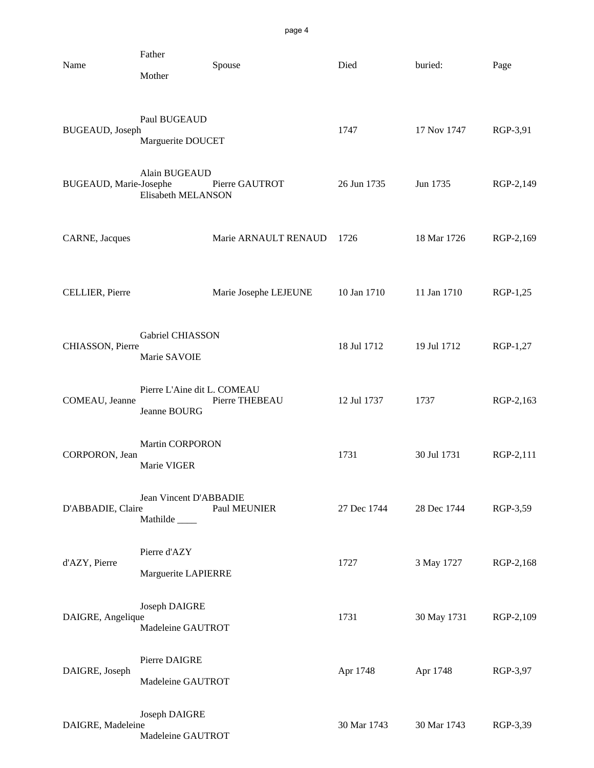| Name | Father / Mother | Spouse | Died | buried: | Page |
|---|---|---|---|---|---|
| BUGEAUD, Joseph | Paul BUGEAUD / Marguerite DOUCET | | 1747 | 17 Nov 1747 | RGP-3,91 |
| BUGEAUD, Marie-Josephe | Alain BUGEAUD / Elisabeth MELANSON | Pierre GAUTROT | 26 Jun 1735 | Jun 1735 | RGP-2,149 |
| CARNE, Jacques | | Marie ARNAULT RENAUD | 1726 | 18 Mar 1726 | RGP-2,169 |
| CELLIER, Pierre | | Marie Josephe LEJEUNE | 10 Jan 1710 | 11 Jan 1710 | RGP-1,25 |
| CHIASSON, Pierre | Gabriel CHIASSON / Marie SAVOIE | | 18 Jul 1712 | 19 Jul 1712 | RGP-1,27 |
| COMEAU, Jeanne | Pierre L'Aine dit L. COMEAU / Jeanne BOURG | Pierre THEBEAU | 12 Jul 1737 | 1737 | RGP-2,163 |
| CORPORON, Jean | Martin CORPORON / Marie VIGER | | 1731 | 30 Jul 1731 | RGP-2,111 |
| D'ABBADIE, Claire | Jean Vincent D'ABBADIE / Mathilde ____ | Paul MEUNIER | 27 Dec 1744 | 28 Dec 1744 | RGP-3,59 |
| d'AZY, Pierre | Pierre d'AZY / Marguerite LAPIERRE | | 1727 | 3 May 1727 | RGP-2,168 |
| DAIGRE, Angelique | Joseph DAIGRE / Madeleine GAUTROT | | 1731 | 30 May 1731 | RGP-2,109 |
| DAIGRE, Joseph | Pierre DAIGRE / Madeleine GAUTROT | | Apr 1748 | Apr 1748 | RGP-3,97 |
| DAIGRE, Madeleine | Joseph DAIGRE / Madeleine GAUTROT | | 30 Mar 1743 | 30 Mar 1743 | RGP-3,39 |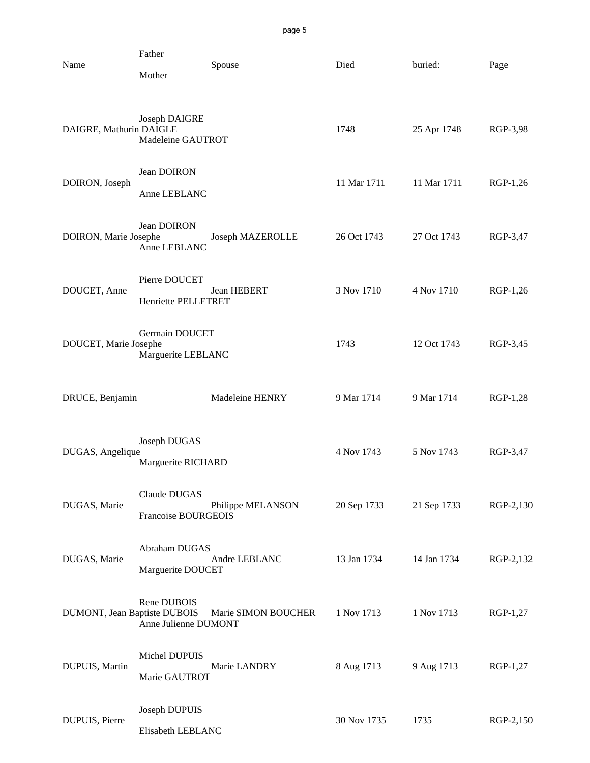| Name | Father / Mother | Spouse | Died | buried: | Page |
|---|---|---|---|---|---|
| DAIGRE, Mathurin DAIGLE | Joseph DAIGRE / Madeleine GAUTROT | | 1748 | 25 Apr 1748 | RGP-3,98 |
| DOIRON, Joseph | Jean DOIRON / Anne LEBLANC | | 11 Mar 1711 | 11 Mar 1711 | RGP-1,26 |
| DOIRON, Marie Josephe | Jean DOIRON / Anne LEBLANC | Joseph MAZEROLLE | 26 Oct 1743 | 27 Oct 1743 | RGP-3,47 |
| DOUCET, Anne | Pierre DOUCET / Henriette PELLETRET | Jean HEBERT | 3 Nov 1710 | 4 Nov 1710 | RGP-1,26 |
| DOUCET, Marie Josephe | Germain DOUCET / Marguerite LEBLANC | | 1743 | 12 Oct 1743 | RGP-3,45 |
| DRUCE, Benjamin | | Madeleine HENRY | 9 Mar 1714 | 9 Mar 1714 | RGP-1,28 |
| DUGAS, Angelique | Joseph DUGAS / Marguerite RICHARD | | 4 Nov 1743 | 5 Nov 1743 | RGP-3,47 |
| DUGAS, Marie | Claude DUGAS / Francoise BOURGEOIS | Philippe MELANSON | 20 Sep 1733 | 21 Sep 1733 | RGP-2,130 |
| DUGAS, Marie | Abraham DUGAS / Marguerite DOUCET | Andre LEBLANC | 13 Jan 1734 | 14 Jan 1734 | RGP-2,132 |
| DUMONT, Jean Baptiste DUBOIS | Rene DUBOIS / Anne Julienne DUMONT | Marie SIMON BOUCHER | 1 Nov 1713 | 1 Nov 1713 | RGP-1,27 |
| DUPUIS, Martin | Michel DUPUIS / Marie GAUTROT | Marie LANDRY | 8 Aug 1713 | 9 Aug 1713 | RGP-1,27 |
| DUPUIS, Pierre | Joseph DUPUIS / Elisabeth LEBLANC | | 30 Nov 1735 | 1735 | RGP-2,150 |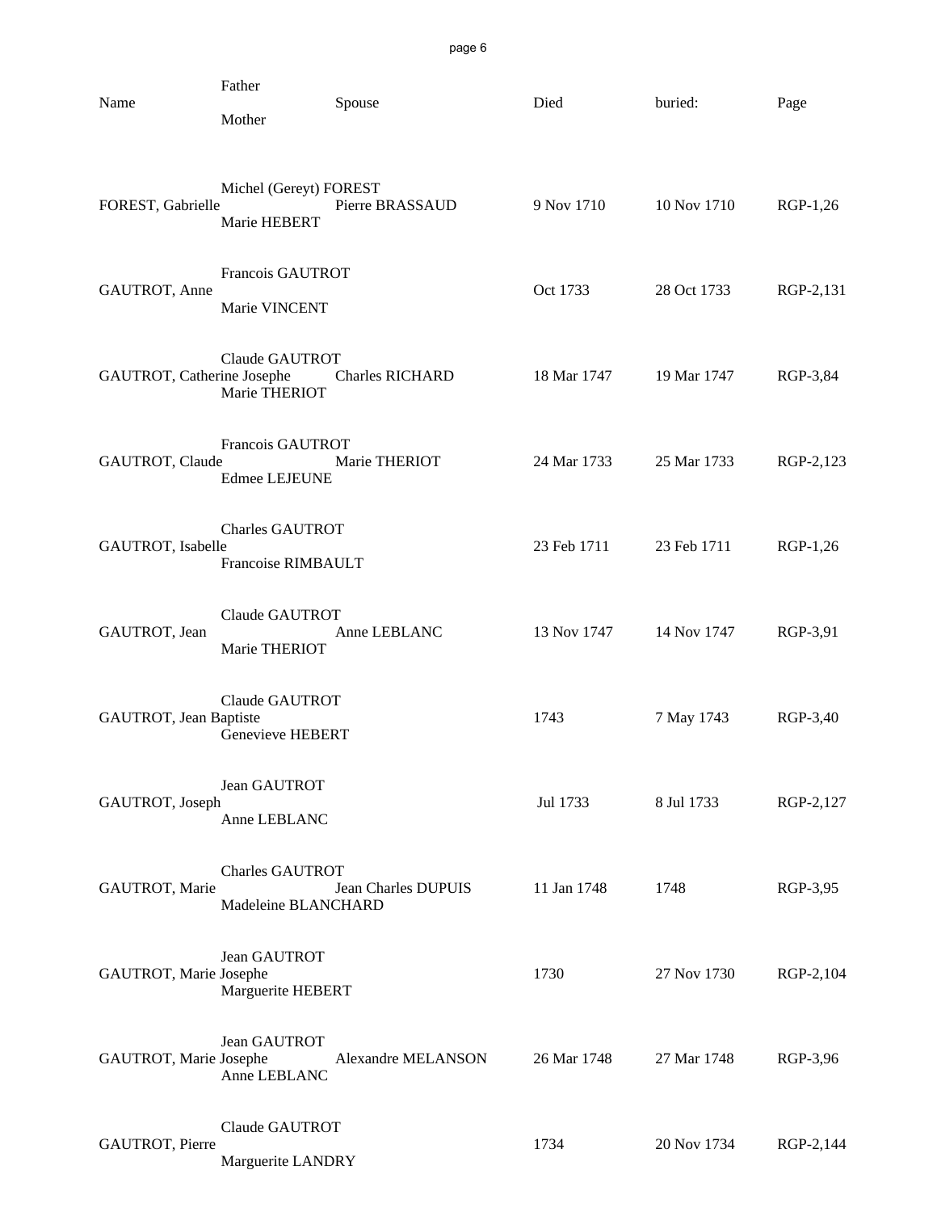| Name | Father / Mother | Spouse | Died | buried: | Page |
|---|---|---|---|---|---|
| FOREST, Gabrielle | Michel (Gereyt) FOREST / Marie HEBERT | Pierre BRASSAUD | 9 Nov 1710 | 10 Nov 1710 | RGP-1,26 |
| GAUTROT, Anne | Francois GAUTROT / Marie VINCENT | | Oct 1733 | 28 Oct 1733 | RGP-2,131 |
| GAUTROT, Catherine Josephe | Claude GAUTROT / Marie THERIOT | Charles RICHARD | 18 Mar 1747 | 19 Mar 1747 | RGP-3,84 |
| GAUTROT, Claude | Francois GAUTROT / Edmee LEJEUNE | Marie THERIOT | 24 Mar 1733 | 25 Mar 1733 | RGP-2,123 |
| GAUTROT, Isabelle | Charles GAUTROT / Francoise RIMBAULT | | 23 Feb 1711 | 23 Feb 1711 | RGP-1,26 |
| GAUTROT, Jean | Claude GAUTROT / Marie THERIOT | Anne LEBLANC | 13 Nov 1747 | 14 Nov 1747 | RGP-3,91 |
| GAUTROT, Jean Baptiste | Claude GAUTROT / Genevieve HEBERT | | 1743 | 7 May 1743 | RGP-3,40 |
| GAUTROT, Joseph | Jean GAUTROT / Anne LEBLANC | | Jul 1733 | 8 Jul 1733 | RGP-2,127 |
| GAUTROT, Marie | Charles GAUTROT / Madeleine BLANCHARD | Jean Charles DUPUIS | 11 Jan 1748 | 1748 | RGP-3,95 |
| GAUTROT, Marie Josephe | Jean GAUTROT / Marguerite HEBERT | | 1730 | 27 Nov 1730 | RGP-2,104 |
| GAUTROT, Marie Josephe | Jean GAUTROT / Anne LEBLANC | Alexandre MELANSON | 26 Mar 1748 | 27 Mar 1748 | RGP-3,96 |
| GAUTROT, Pierre | Claude GAUTROT / Marguerite LANDRY | | 1734 | 20 Nov 1734 | RGP-2,144 |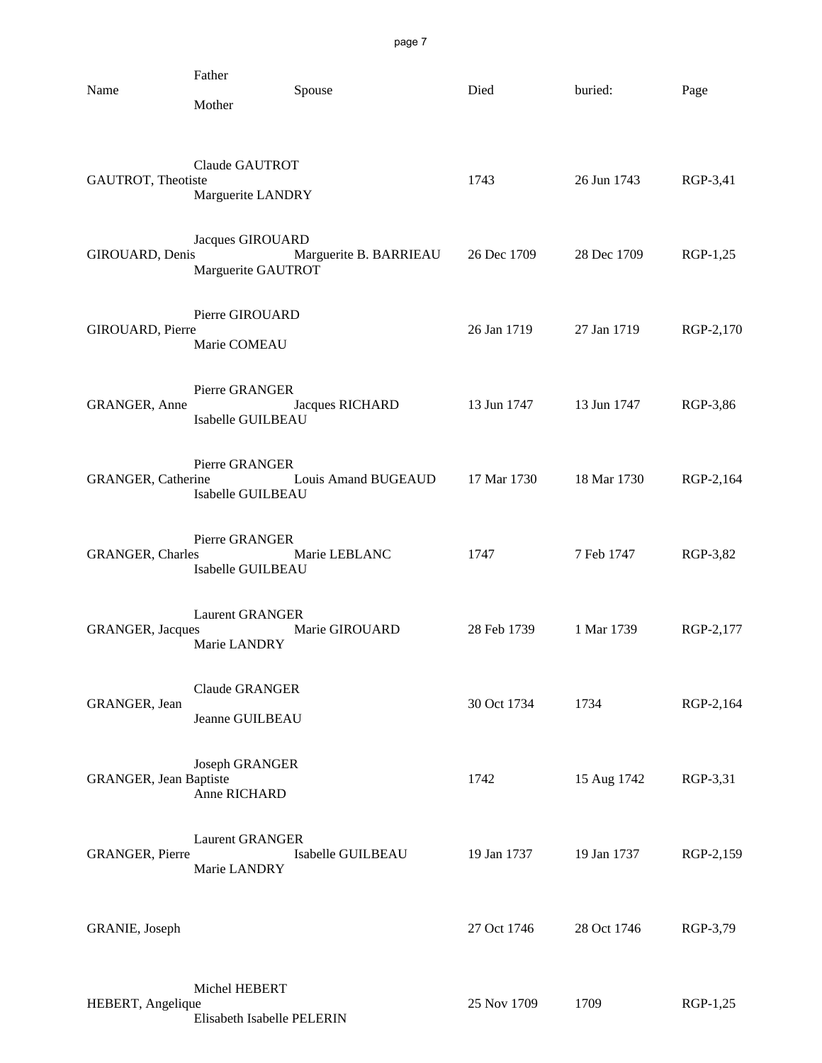| Name | Father / Mother | Spouse | Died | buried: | Page |
|---|---|---|---|---|---|
| GAUTROT, Theotiste | Claude GAUTROT / Marguerite LANDRY | | 1743 | 26 Jun 1743 | RGP-3,41 |
| GIROUARD, Denis | Jacques GIROUARD / Marguerite GAUTROT | Marguerite B. BARRIEAU | 26 Dec 1709 | 28 Dec 1709 | RGP-1,25 |
| GIROUARD, Pierre | Pierre GIROUARD / Marie COMEAU | | 26 Jan 1719 | 27 Jan 1719 | RGP-2,170 |
| GRANGER, Anne | Pierre GRANGER / Isabelle GUILBEAU | Jacques RICHARD | 13 Jun 1747 | 13 Jun 1747 | RGP-3,86 |
| GRANGER, Catherine | Pierre GRANGER / Isabelle GUILBEAU | Louis Amand BUGEAUD | 17 Mar 1730 | 18 Mar 1730 | RGP-2,164 |
| GRANGER, Charles | Pierre GRANGER / Isabelle GUILBEAU | Marie LEBLANC | 1747 | 7 Feb 1747 | RGP-3,82 |
| GRANGER, Jacques | Laurent GRANGER / Marie LANDRY | Marie GIROUARD | 28 Feb 1739 | 1 Mar 1739 | RGP-2,177 |
| GRANGER, Jean | Claude GRANGER / Jeanne GUILBEAU | | 30 Oct 1734 | 1734 | RGP-2,164 |
| GRANGER, Jean Baptiste | Joseph GRANGER / Anne RICHARD | | 1742 | 15 Aug 1742 | RGP-3,31 |
| GRANGER, Pierre | Laurent GRANGER / Marie LANDRY | Isabelle GUILBEAU | 19 Jan 1737 | 19 Jan 1737 | RGP-2,159 |
| GRANIE, Joseph | | | 27 Oct 1746 | 28 Oct 1746 | RGP-3,79 |
| HEBERT, Angelique | Michel HEBERT / Elisabeth Isabelle PELERIN | | 25 Nov 1709 | 1709 | RGP-1,25 |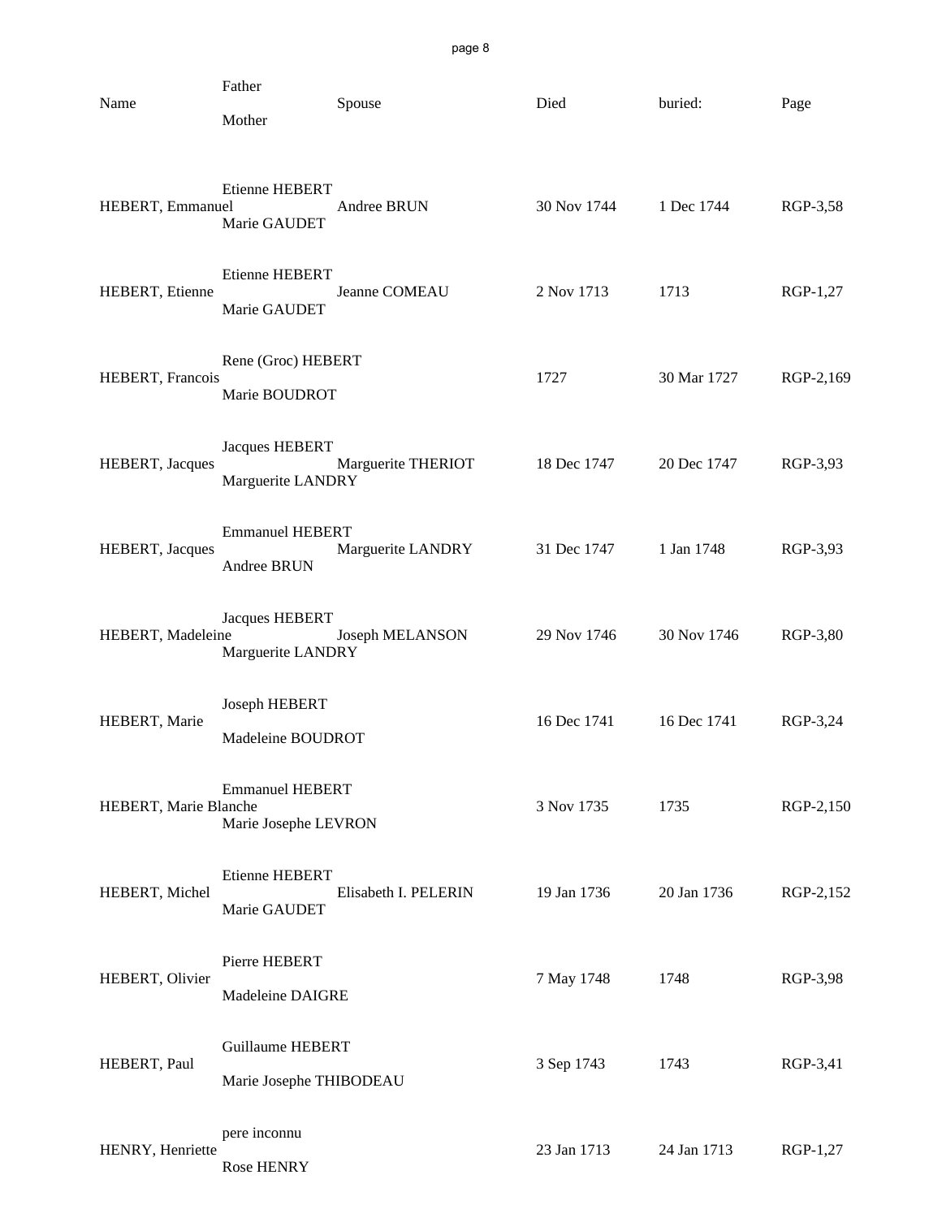| Name | Father / Mother | Spouse | Died | buried: | Page |
|---|---|---|---|---|---|
| HEBERT, Emmanuel | Etienne HEBERT / Marie GAUDET | Andree BRUN | 30 Nov 1744 | 1 Dec 1744 | RGP-3,58 |
| HEBERT, Etienne | Etienne HEBERT / Marie GAUDET | Jeanne COMEAU | 2 Nov 1713 | 1713 | RGP-1,27 |
| HEBERT, Francois | Rene (Groc) HEBERT / Marie BOUDROT | | 1727 | 30 Mar 1727 | RGP-2,169 |
| HEBERT, Jacques | Jacques HEBERT / Marguerite LANDRY | Marguerite THERIOT | 18 Dec 1747 | 20 Dec 1747 | RGP-3,93 |
| HEBERT, Jacques | Emmanuel HEBERT / Andree BRUN | Marguerite LANDRY | 31 Dec 1747 | 1 Jan 1748 | RGP-3,93 |
| HEBERT, Madeleine | Jacques HEBERT / Marguerite LANDRY | Joseph MELANSON | 29 Nov 1746 | 30 Nov 1746 | RGP-3,80 |
| HEBERT, Marie | Joseph HEBERT / Madeleine BOUDROT | | 16 Dec 1741 | 16 Dec 1741 | RGP-3,24 |
| HEBERT, Marie Blanche | Emmanuel HEBERT / Marie Josephe LEVRON | | 3 Nov 1735 | 1735 | RGP-2,150 |
| HEBERT, Michel | Etienne HEBERT / Marie GAUDET | Elisabeth I. PELERIN | 19 Jan 1736 | 20 Jan 1736 | RGP-2,152 |
| HEBERT, Olivier | Pierre HEBERT / Madeleine DAIGRE | | 7 May 1748 | 1748 | RGP-3,98 |
| HEBERT, Paul | Guillaume HEBERT / Marie Josephe THIBODEAU | | 3 Sep 1743 | 1743 | RGP-3,41 |
| HENRY, Henriette | pere inconnu / Rose HENRY | | 23 Jan 1713 | 24 Jan 1713 | RGP-1,27 |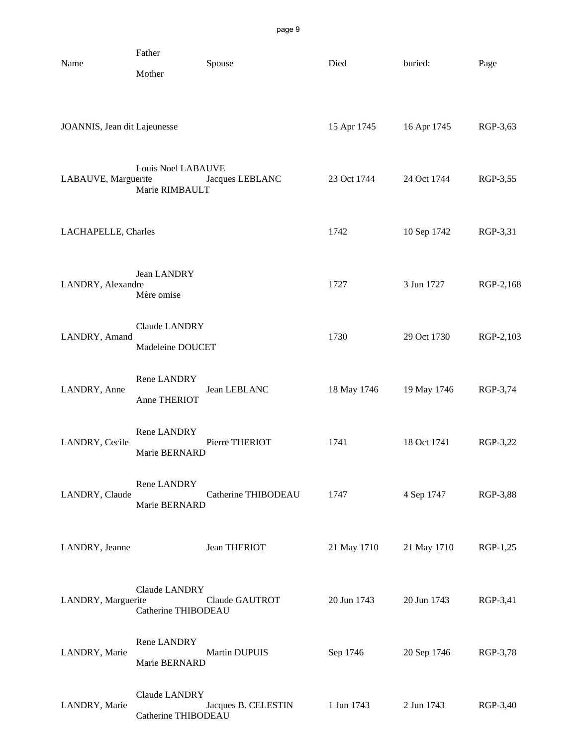| Name | Father / Mother | Spouse | Died | buried: | Page |
|---|---|---|---|---|---|
| JOANNIS, Jean dit Lajeunesse | | | 15 Apr 1745 | 16 Apr 1745 | RGP-3,63 |
| LABAUVE, Marguerite | Louis Noel LABAUVE / Marie RIMBAULT | Jacques LEBLANC | 23 Oct 1744 | 24 Oct 1744 | RGP-3,55 |
| LACHAPELLE, Charles | | | 1742 | 10 Sep 1742 | RGP-3,31 |
| LANDRY, Alexandre | Jean LANDRY / Mère omise | | 1727 | 3 Jun 1727 | RGP-2,168 |
| LANDRY, Amand | Claude LANDRY / Madeleine DOUCET | | 1730 | 29 Oct 1730 | RGP-2,103 |
| LANDRY, Anne | Rene LANDRY / Anne THERIOT | Jean LEBLANC | 18 May 1746 | 19 May 1746 | RGP-3,74 |
| LANDRY, Cecile | Rene LANDRY / Marie BERNARD | Pierre THERIOT | 1741 | 18 Oct 1741 | RGP-3,22 |
| LANDRY, Claude | Rene LANDRY / Marie BERNARD | Catherine THIBODEAU | 1747 | 4 Sep 1747 | RGP-3,88 |
| LANDRY, Jeanne | | Jean THERIOT | 21 May 1710 | 21 May 1710 | RGP-1,25 |
| LANDRY, Marguerite | Claude LANDRY / Catherine THIBODEAU | Claude GAUTROT | 20 Jun 1743 | 20 Jun 1743 | RGP-3,41 |
| LANDRY, Marie | Rene LANDRY / Marie BERNARD | Martin DUPUIS | Sep 1746 | 20 Sep 1746 | RGP-3,78 |
| LANDRY, Marie | Claude LANDRY / Catherine THIBODEAU | Jacques B. CELESTIN | 1 Jun 1743 | 2 Jun 1743 | RGP-3,40 |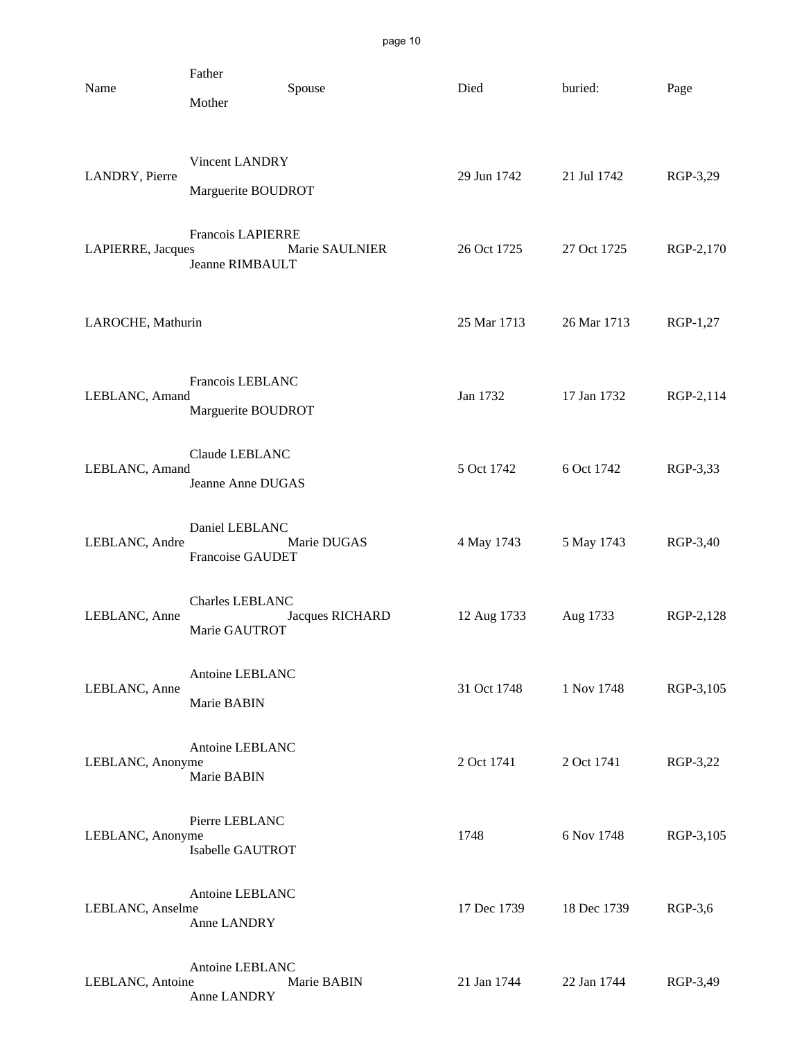| Name | Father / Mother | Spouse | Died | buried: | Page |
|---|---|---|---|---|---|
| LANDRY, Pierre | Vincent LANDRY / Marguerite BOUDROT | | 29 Jun 1742 | 21 Jul 1742 | RGP-3,29 |
| LAPIERRE, Jacques | Francois LAPIERRE / Jeanne RIMBAULT | Marie SAULNIER | 26 Oct 1725 | 27 Oct 1725 | RGP-2,170 |
| LAROCHE, Mathurin | | | 25 Mar 1713 | 26 Mar 1713 | RGP-1,27 |
| LEBLANC, Amand | Francois LEBLANC / Marguerite BOUDROT | | Jan 1732 | 17 Jan 1732 | RGP-2,114 |
| LEBLANC, Amand | Claude LEBLANC / Jeanne Anne DUGAS | | 5 Oct 1742 | 6 Oct 1742 | RGP-3,33 |
| LEBLANC, Andre | Daniel LEBLANC / Francoise GAUDET | Marie DUGAS | 4 May 1743 | 5 May 1743 | RGP-3,40 |
| LEBLANC, Anne | Charles LEBLANC / Marie GAUTROT | Jacques RICHARD | 12 Aug 1733 | Aug 1733 | RGP-2,128 |
| LEBLANC, Anne | Antoine LEBLANC / Marie BABIN | | 31 Oct 1748 | 1 Nov 1748 | RGP-3,105 |
| LEBLANC, Anonyme | Antoine LEBLANC / Marie BABIN | | 2 Oct 1741 | 2 Oct 1741 | RGP-3,22 |
| LEBLANC, Anonyme | Pierre LEBLANC / Isabelle GAUTROT | | 1748 | 6 Nov 1748 | RGP-3,105 |
| LEBLANC, Anselme | Antoine LEBLANC / Anne LANDRY | | 17 Dec 1739 | 18 Dec 1739 | RGP-3,6 |
| LEBLANC, Antoine | Antoine LEBLANC / Anne LANDRY | Marie BABIN | 21 Jan 1744 | 22 Jan 1744 | RGP-3,49 |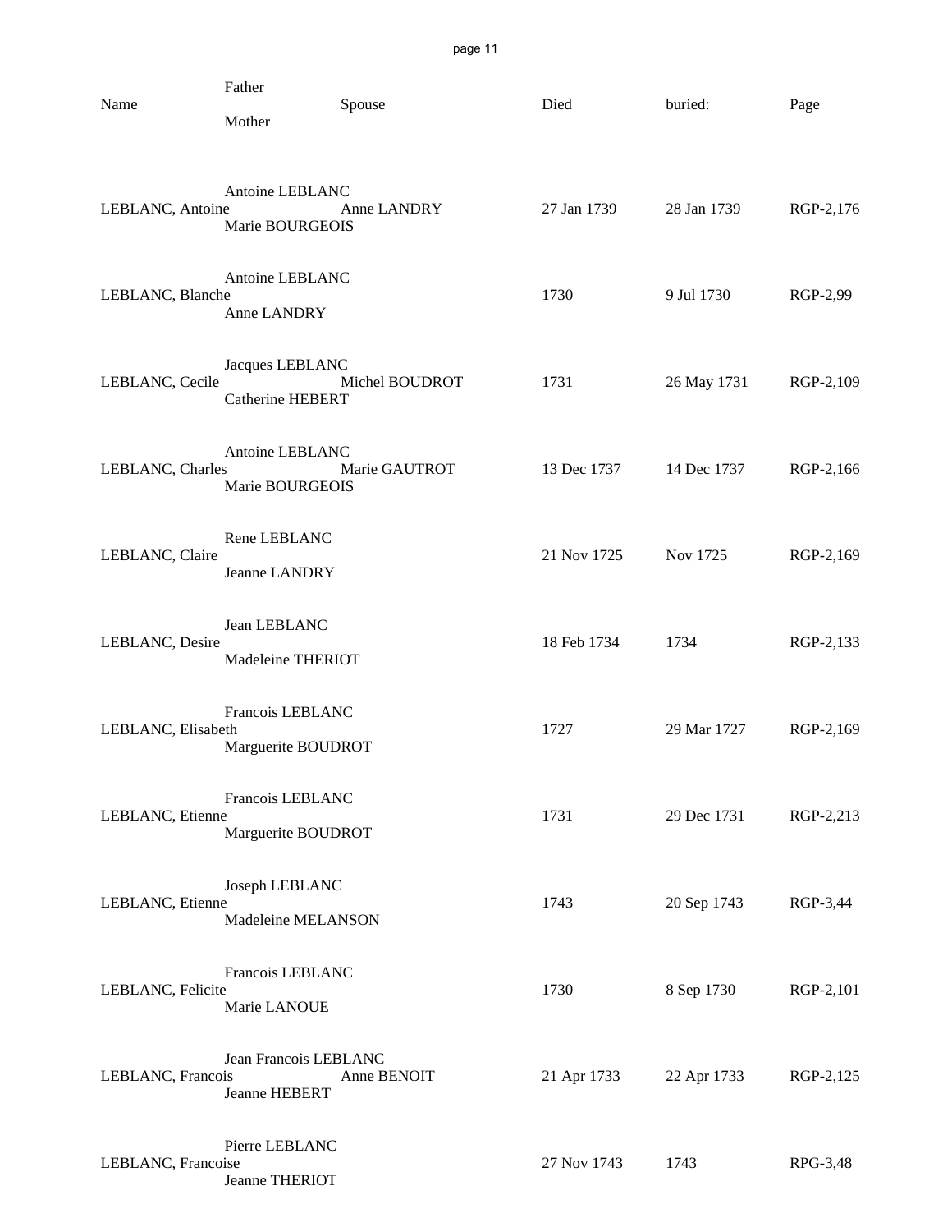| Name | Father / Mother | Spouse | Died | buried: | Page |
|---|---|---|---|---|---|
| LEBLANC, Antoine | Antoine LEBLANC / Marie BOURGEOIS | Anne LANDRY | 27 Jan 1739 | 28 Jan 1739 | RGP-2,176 |
| LEBLANC, Blanche | Antoine LEBLANC / Anne LANDRY | | 1730 | 9 Jul 1730 | RGP-2,99 |
| LEBLANC, Cecile | Jacques LEBLANC / Catherine HEBERT | Michel BOUDROT | 1731 | 26 May 1731 | RGP-2,109 |
| LEBLANC, Charles | Antoine LEBLANC / Marie BOURGEOIS | Marie GAUTROT | 13 Dec 1737 | 14 Dec 1737 | RGP-2,166 |
| LEBLANC, Claire | Rene LEBLANC / Jeanne LANDRY | | 21 Nov 1725 | Nov 1725 | RGP-2,169 |
| LEBLANC, Desire | Jean LEBLANC / Madeleine THERIOT | | 18 Feb 1734 | 1734 | RGP-2,133 |
| LEBLANC, Elisabeth | Francois LEBLANC / Marguerite BOUDROT | | 1727 | 29 Mar 1727 | RGP-2,169 |
| LEBLANC, Etienne | Francois LEBLANC / Marguerite BOUDROT | | 1731 | 29 Dec 1731 | RGP-2,213 |
| LEBLANC, Etienne | Joseph LEBLANC / Madeleine MELANSON | | 1743 | 20 Sep 1743 | RGP-3,44 |
| LEBLANC, Felicite | Francois LEBLANC / Marie LANOUE | | 1730 | 8 Sep 1730 | RGP-2,101 |
| LEBLANC, Francois | Jean Francois LEBLANC / Jeanne HEBERT | Anne BENOIT | 21 Apr 1733 | 22 Apr 1733 | RGP-2,125 |
| LEBLANC, Francoise | Pierre LEBLANC / Jeanne THERIOT | | 27 Nov 1743 | 1743 | RPG-3,48 |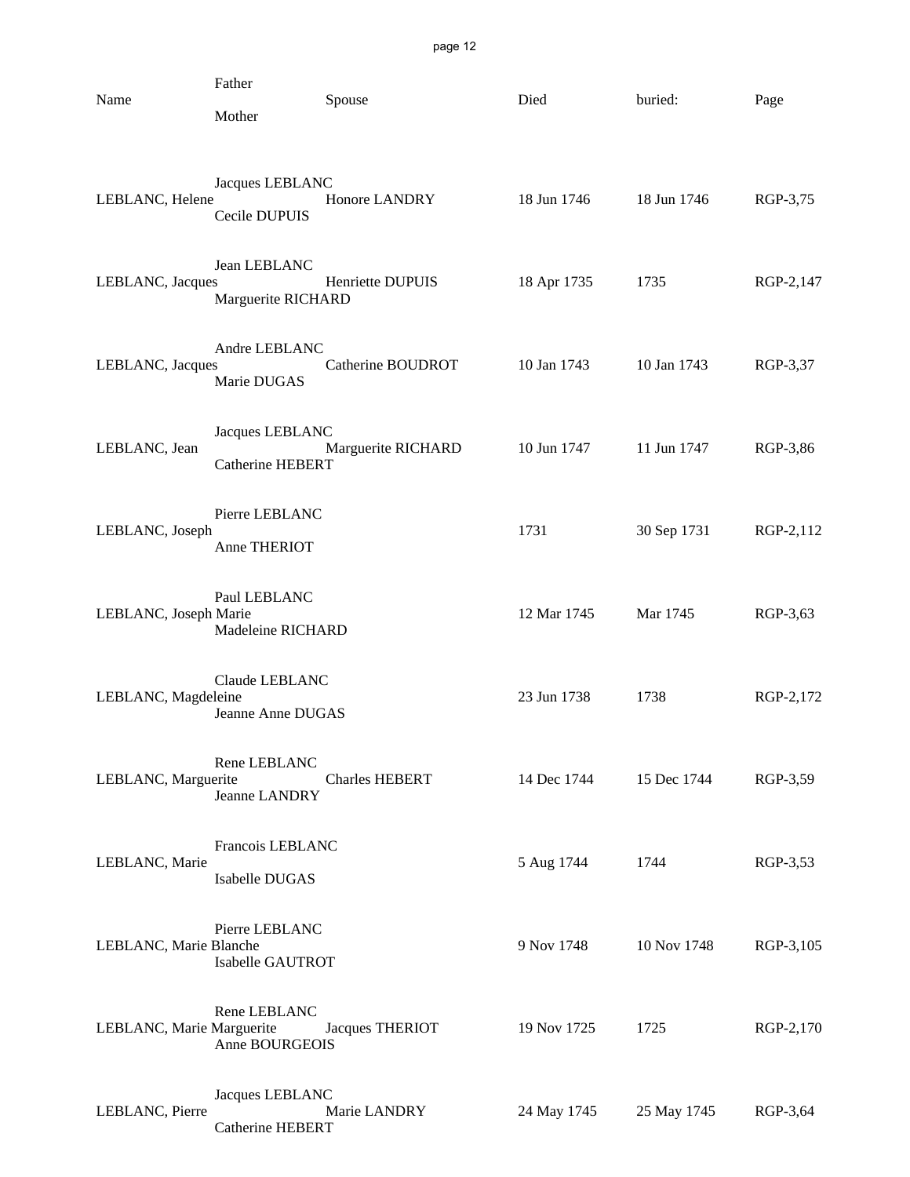| Name | Father / Mother | Spouse | Died | buried: | Page |
|---|---|---|---|---|---|
| LEBLANC, Helene | Jacques LEBLANC / Cecile DUPUIS | Honore LANDRY | 18 Jun 1746 | 18 Jun 1746 | RGP-3,75 |
| LEBLANC, Jacques | Jean LEBLANC / Marguerite RICHARD | Henriette DUPUIS | 18 Apr 1735 | 1735 | RGP-2,147 |
| LEBLANC, Jacques | Andre LEBLANC / Marie DUGAS | Catherine BOUDROT | 10 Jan 1743 | 10 Jan 1743 | RGP-3,37 |
| LEBLANC, Jean | Jacques LEBLANC / Catherine HEBERT | Marguerite RICHARD | 10 Jun 1747 | 11 Jun 1747 | RGP-3,86 |
| LEBLANC, Joseph | Pierre LEBLANC / Anne THERIOT | | 1731 | 30 Sep 1731 | RGP-2,112 |
| LEBLANC, Joseph Marie | Paul LEBLANC / Madeleine RICHARD | | 12 Mar 1745 | Mar 1745 | RGP-3,63 |
| LEBLANC, Magdeleine | Claude LEBLANC / Jeanne Anne DUGAS | | 23 Jun 1738 | 1738 | RGP-2,172 |
| LEBLANC, Marguerite | Rene LEBLANC / Jeanne LANDRY | Charles HEBERT | 14 Dec 1744 | 15 Dec 1744 | RGP-3,59 |
| LEBLANC, Marie | Francois LEBLANC / Isabelle DUGAS | | 5 Aug 1744 | 1744 | RGP-3,53 |
| LEBLANC, Marie Blanche | Pierre LEBLANC / Isabelle GAUTROT | | 9 Nov 1748 | 10 Nov 1748 | RGP-3,105 |
| LEBLANC, Marie Marguerite | Rene LEBLANC / Anne BOURGEOIS | Jacques THERIOT | 19 Nov 1725 | 1725 | RGP-2,170 |
| LEBLANC, Pierre | Jacques LEBLANC / Catherine HEBERT | Marie LANDRY | 24 May 1745 | 25 May 1745 | RGP-3,64 |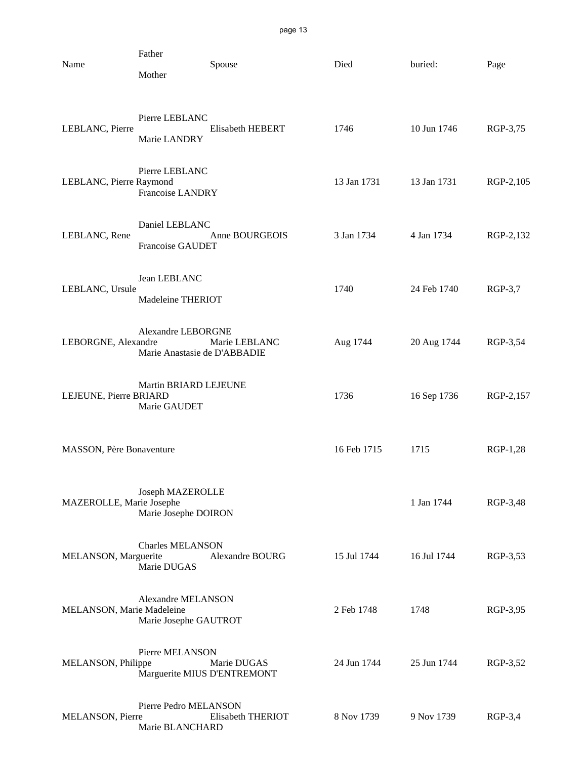| Name | Father / Mother | Spouse | Died | buried: | Page |
|---|---|---|---|---|---|
| LEBLANC, Pierre | Pierre LEBLANC / Marie LANDRY | Elisabeth HEBERT | 1746 | 10 Jun 1746 | RGP-3,75 |
| LEBLANC, Pierre Raymond | Pierre LEBLANC / Francoise LANDRY | | 13 Jan 1731 | 13 Jan 1731 | RGP-2,105 |
| LEBLANC, Rene | Daniel LEBLANC / Francoise GAUDET | Anne BOURGEOIS | 3 Jan 1734 | 4 Jan 1734 | RGP-2,132 |
| LEBLANC, Ursule | Jean LEBLANC / Madeleine THERIOT | | 1740 | 24 Feb 1740 | RGP-3,7 |
| LEBORGNE, Alexandre | Alexandre LEBORGNE / Marie Anastasie de D'ABBADIE | Marie LEBLANC | Aug 1744 | 20 Aug 1744 | RGP-3,54 |
| LEJEUNE, Pierre BRIARD | Martin BRIARD LEJEUNE / Marie GAUDET | | 1736 | 16 Sep 1736 | RGP-2,157 |
| MASSON, Père Bonaventure | | | 16 Feb 1715 | 1715 | RGP-1,28 |
| MAZEROLLE, Marie Josephe | Joseph MAZEROLLE / Marie Josephe DOIRON | | | 1 Jan 1744 | RGP-3,48 |
| MELANSON, Marguerite | Charles MELANSON / Marie DUGAS | Alexandre BOURG | 15 Jul 1744 | 16 Jul 1744 | RGP-3,53 |
| MELANSON, Marie Madeleine | Alexandre MELANSON / Marie Josephe GAUTROT | | 2 Feb 1748 | 1748 | RGP-3,95 |
| MELANSON, Philippe | Pierre MELANSON / Marguerite MIUS D'ENTREMONT | Marie DUGAS | 24 Jun 1744 | 25 Jun 1744 | RGP-3,52 |
| MELANSON, Pierre | Pierre Pedro MELANSON / Marie BLANCHARD | Elisabeth THERIOT | 8 Nov 1739 | 9 Nov 1739 | RGP-3,4 |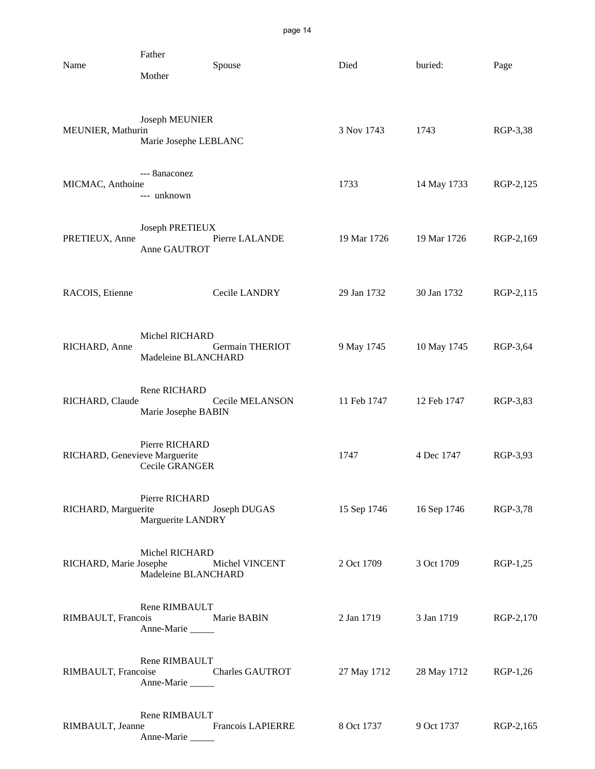| Name | Father / Mother | Spouse | Died | buried: | Page |
| --- | --- | --- | --- | --- | --- |
| MEUNIER, Mathurin | Joseph MEUNIER / Marie Josephe LEBLANC | | 3 Nov 1743 | 1743 | RGP-3,38 |
| MICMAC, Anthoine | --- 8anaconez / --- unknown | | 1733 | 14 May 1733 | RGP-2,125 |
| PRETIEUX, Anne | Joseph PRETIEUX / Anne GAUTROT | Pierre LALANDE | 19 Mar 1726 | 19 Mar 1726 | RGP-2,169 |
| RACOIS, Etienne | | Cecile LANDRY | 29 Jan 1732 | 30 Jan 1732 | RGP-2,115 |
| RICHARD, Anne | Michel RICHARD / Madeleine BLANCHARD | Germain THERIOT | 9 May 1745 | 10 May 1745 | RGP-3,64 |
| RICHARD, Claude | Rene RICHARD / Marie Josephe BABIN | Cecile MELANSON | 11 Feb 1747 | 12 Feb 1747 | RGP-3,83 |
| RICHARD, Genevieve Marguerite | Pierre RICHARD / Cecile GRANGER | | 1747 | 4 Dec 1747 | RGP-3,93 |
| RICHARD, Marguerite | Pierre RICHARD / Marguerite LANDRY | Joseph DUGAS | 15 Sep 1746 | 16 Sep 1746 | RGP-3,78 |
| RICHARD, Marie Josephe | Michel RICHARD / Madeleine BLANCHARD | Michel VINCENT | 2 Oct 1709 | 3 Oct 1709 | RGP-1,25 |
| RIMBAULT, Francois | Rene RIMBAULT / Anne-Marie _____ | Marie BABIN | 2 Jan 1719 | 3 Jan 1719 | RGP-2,170 |
| RIMBAULT, Francoise | Rene RIMBAULT / Anne-Marie _____ | Charles GAUTROT | 27 May 1712 | 28 May 1712 | RGP-1,26 |
| RIMBAULT, Jeanne | Rene RIMBAULT / Anne-Marie _____ | Francois LAPIERRE | 8 Oct 1737 | 9 Oct 1737 | RGP-2,165 |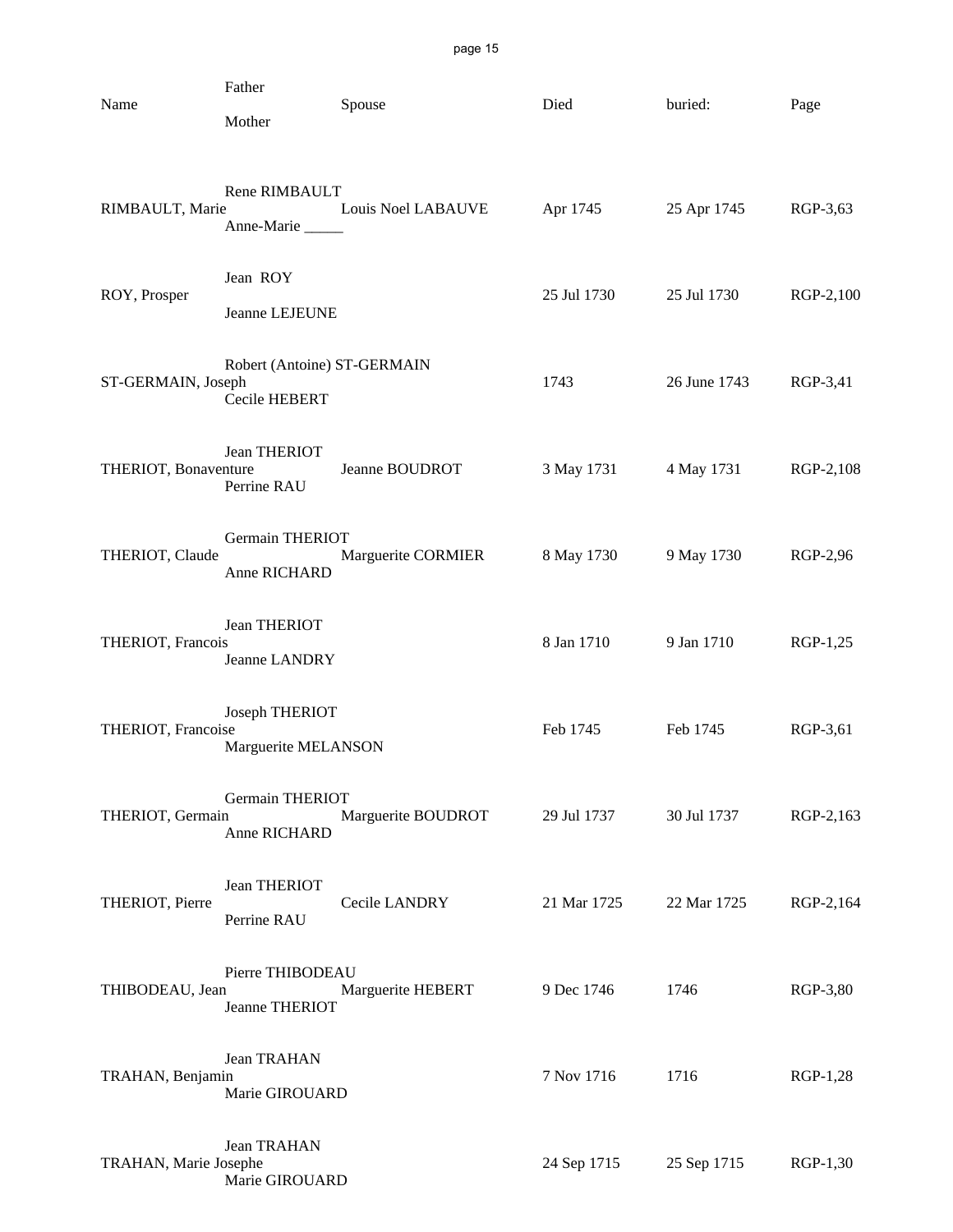| Name | Father / Mother | Spouse | Died | buried: | Page |
|---|---|---|---|---|---|
| RIMBAULT, Marie | Rene RIMBAULT / Anne-Marie _____ | Louis Noel LABAUVE | Apr 1745 | 25 Apr 1745 | RGP-3,63 |
| ROY, Prosper | Jean ROY / Jeanne LEJEUNE | | 25 Jul 1730 | 25 Jul 1730 | RGP-2,100 |
| ST-GERMAIN, Joseph | Robert (Antoine) ST-GERMAIN / Cecile HEBERT | | 1743 | 26 June 1743 | RGP-3,41 |
| THERIOT, Bonaventure | Jean THERIOT / Perrine RAU | Jeanne BOUDROT | 3 May 1731 | 4 May 1731 | RGP-2,108 |
| THERIOT, Claude | Germain THERIOT / Anne RICHARD | Marguerite CORMIER | 8 May 1730 | 9 May 1730 | RGP-2,96 |
| THERIOT, Francois | Jean THERIOT / Jeanne LANDRY | | 8 Jan 1710 | 9 Jan 1710 | RGP-1,25 |
| THERIOT, Francoise | Joseph THERIOT / Marguerite MELANSON | | Feb 1745 | Feb 1745 | RGP-3,61 |
| THERIOT, Germain | Germain THERIOT / Anne RICHARD | Marguerite BOUDROT | 29 Jul 1737 | 30 Jul 1737 | RGP-2,163 |
| THERIOT, Pierre | Jean THERIOT / Perrine RAU | Cecile LANDRY | 21 Mar 1725 | 22 Mar 1725 | RGP-2,164 |
| THIBODEAU, Jean | Pierre THIBODEAU / Jeanne THERIOT | Marguerite HEBERT | 9 Dec 1746 | 1746 | RGP-3,80 |
| TRAHAN, Benjamin | Jean TRAHAN / Marie GIROUARD | | 7 Nov 1716 | 1716 | RGP-1,28 |
| TRAHAN, Marie Josephe | Jean TRAHAN / Marie GIROUARD | | 24 Sep 1715 | 25 Sep 1715 | RGP-1,30 |